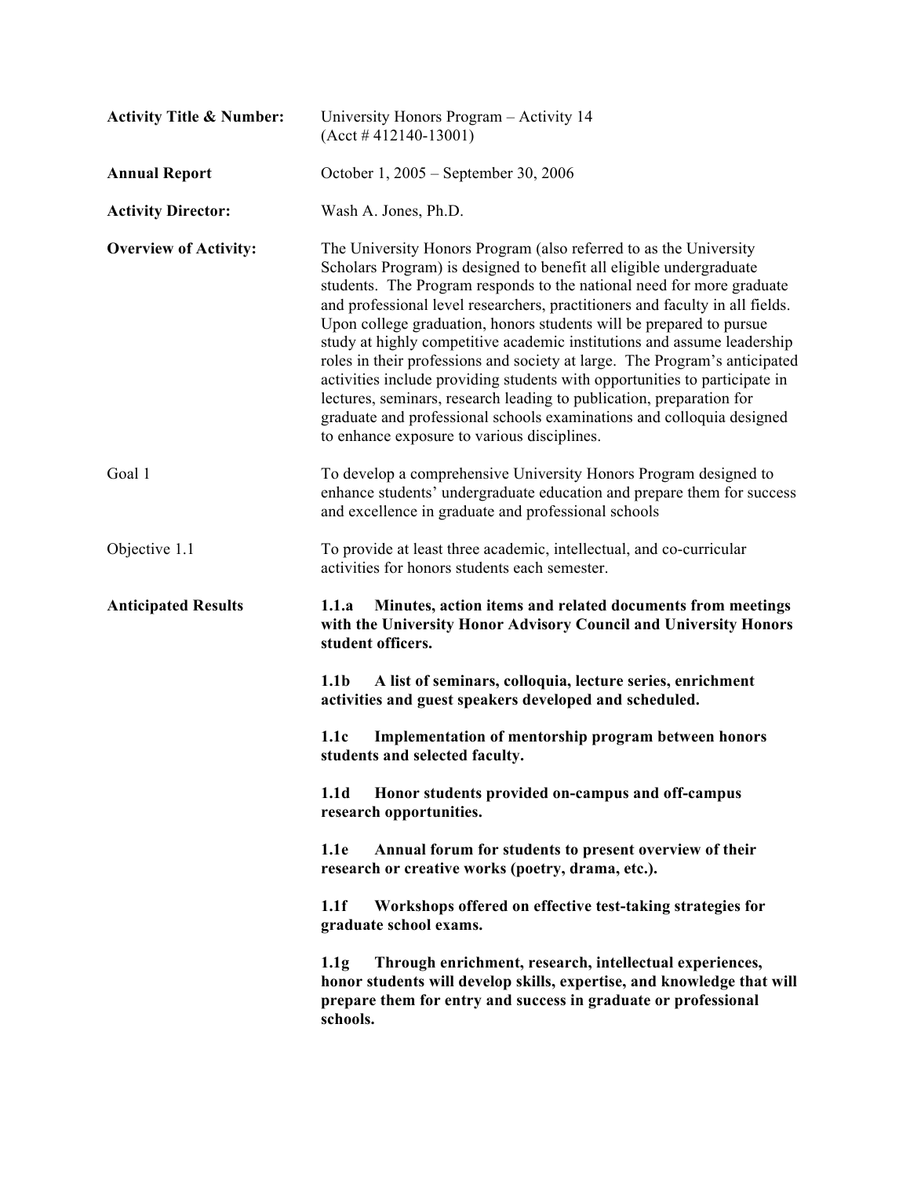**Activity Title & Number:** University Honors Program – Activity 14 (Acct # 412140-13001)

**Annual Report** October 1, 2005 – September 30, 2006

**Activity Director:** Wash A. Jones, Ph.D.

**Overview of Activity:** The University Honors Program (also referred to as the University Scholars Program) is designed to benefit all eligible undergraduate students. The Program responds to the national need for more graduate and professional level researchers, practitioners and faculty in all fields. Upon college graduation, honors students will be prepared to pursue study at highly competitive academic institutions and assume leadership roles in their professions and society at large. The Program's anticipated activities include providing students with opportunities to participate in lectures, seminars, research leading to publication, preparation for graduate and professional schools examinations and colloquia designed to enhance exposure to various disciplines.

Goal 1 To develop a comprehensive University Honors Program designed to enhance students' undergraduate education and prepare them for success and excellence in graduate and professional schools

Objective 1.1 To provide at least three academic, intellectual, and co-curricular activities for honors students each semester.

**Anticipated Results**

**1.1.a Minutes, action items and related documents from meetings with the University Honor Advisory Council and University Honors student officers.**

**1.1b A list of seminars, colloquia, lecture series, enrichment activities and guest speakers developed and scheduled.**

**1.1c Implementation of mentorship program between honors students and selected faculty.**

**1.1d Honor students provided on-campus and off-campus research opportunities.**

**1.1e Annual forum for students to present overview of their research or creative works (poetry, drama, etc.).**

**1.1f Workshops offered on effective test-taking strategies for graduate school exams.**

**1.1g Through enrichment, research, intellectual experiences, honor students will develop skills, expertise, and knowledge that will prepare them for entry and success in graduate or professional schools.**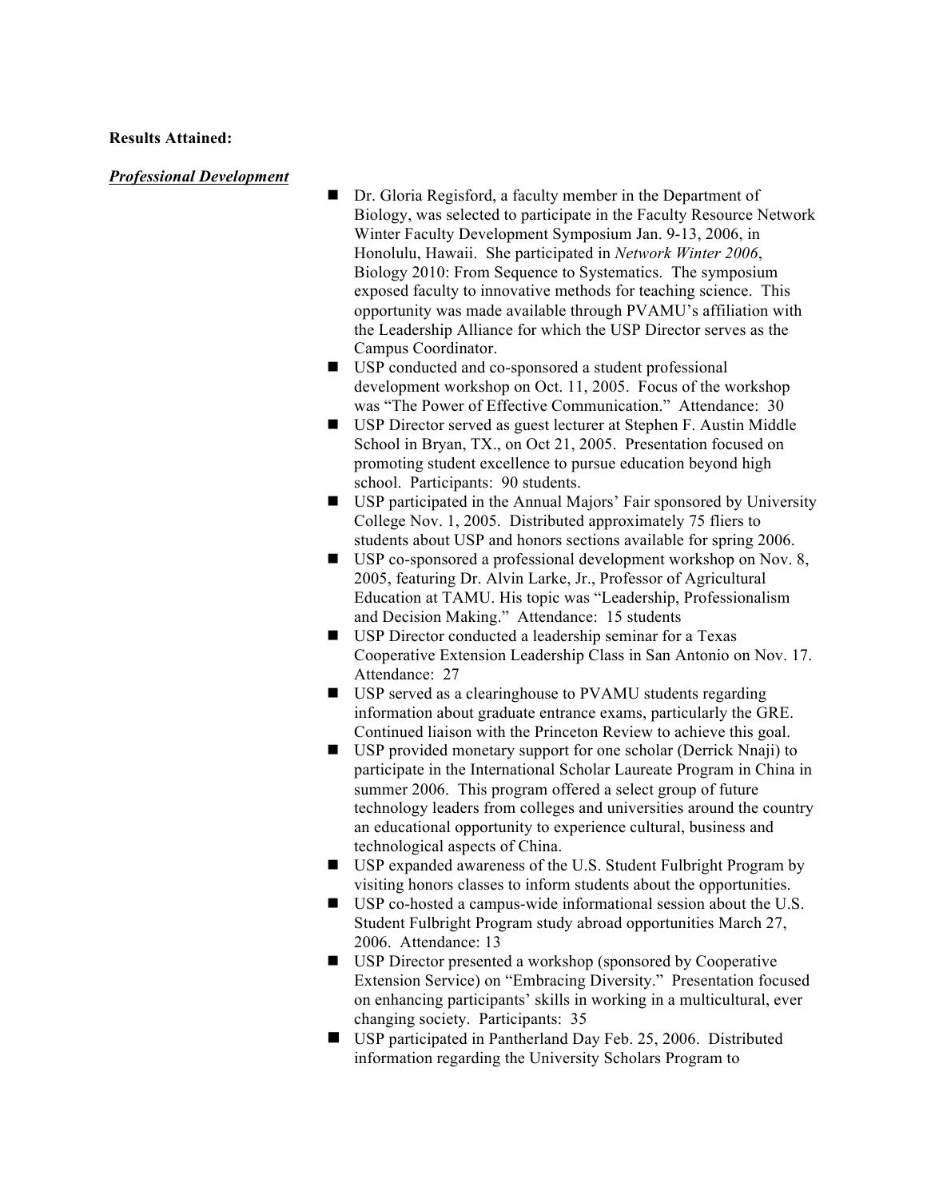**Results Attained:**

***Professional Development***

- Dr. Gloria Regisford, a faculty member in the Department of Biology, was selected to participate in the Faculty Resource Network Winter Faculty Development Symposium Jan. 9-13, 2006, in Honolulu, Hawaii. She participated in *Network Winter 2006*, Biology 2010: From Sequence to Systematics. The symposium exposed faculty to innovative methods for teaching science. This opportunity was made available through PVAMU's affiliation with the Leadership Alliance for which the USP Director serves as the Campus Coordinator.
- USP conducted and co-sponsored a student professional development workshop on Oct. 11, 2005. Focus of the workshop was "The Power of Effective Communication." Attendance: 30
- USP Director served as guest lecturer at Stephen F. Austin Middle School in Bryan, TX., on Oct 21, 2005. Presentation focused on promoting student excellence to pursue education beyond high school. Participants: 90 students.
- USP participated in the Annual Majors' Fair sponsored by University College Nov. 1, 2005. Distributed approximately 75 fliers to students about USP and honors sections available for spring 2006.
- USP co-sponsored a professional development workshop on Nov. 8, 2005, featuring Dr. Alvin Larke, Jr., Professor of Agricultural Education at TAMU. His topic was "Leadership, Professionalism and Decision Making." Attendance: 15 students
- USP Director conducted a leadership seminar for a Texas Cooperative Extension Leadership Class in San Antonio on Nov. 17. Attendance: 27
- USP served as a clearinghouse to PVAMU students regarding information about graduate entrance exams, particularly the GRE. Continued liaison with the Princeton Review to achieve this goal.
- USP provided monetary support for one scholar (Derrick Nnaji) to participate in the International Scholar Laureate Program in China in summer 2006. This program offered a select group of future technology leaders from colleges and universities around the country an educational opportunity to experience cultural, business and technological aspects of China.
- USP expanded awareness of the U.S. Student Fulbright Program by visiting honors classes to inform students about the opportunities.
- USP co-hosted a campus-wide informational session about the U.S. Student Fulbright Program study abroad opportunities March 27, 2006. Attendance: 13
- USP Director presented a workshop (sponsored by Cooperative Extension Service) on "Embracing Diversity." Presentation focused on enhancing participants' skills in working in a multicultural, ever changing society. Participants: 35
- USP participated in Pantherland Day Feb. 25, 2006. Distributed information regarding the University Scholars Program to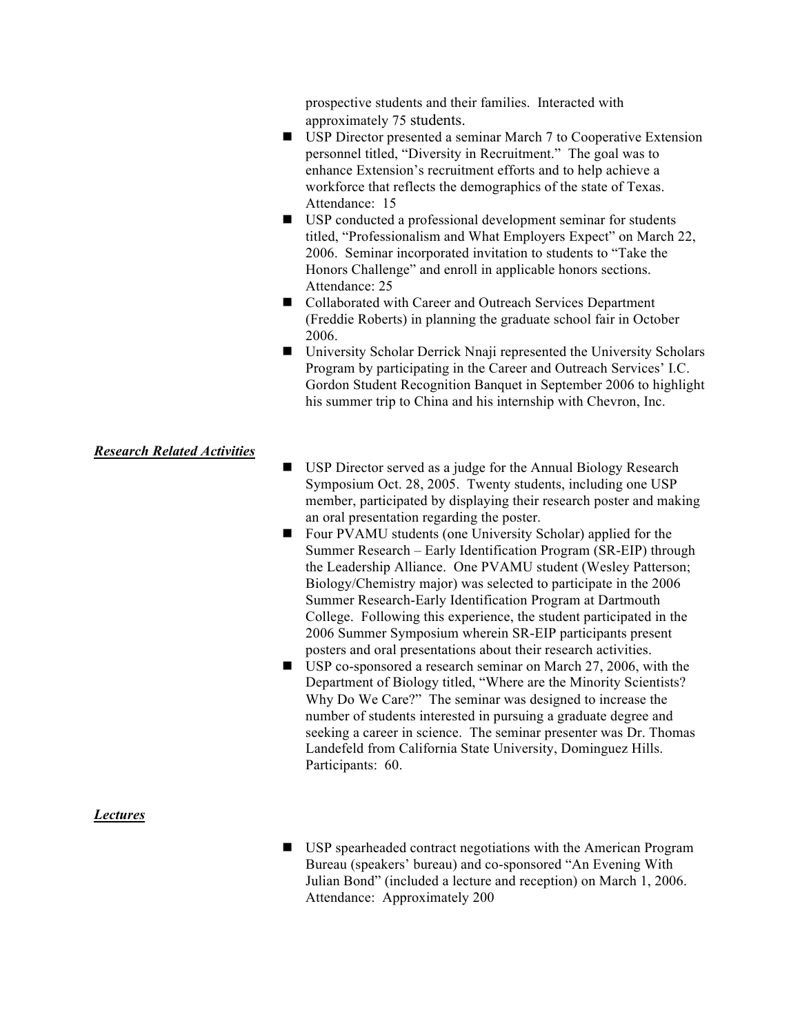prospective students and their families. Interacted with approximately 75 students.

- USP Director presented a seminar March 7 to Cooperative Extension personnel titled, "Diversity in Recruitment." The goal was to enhance Extension's recruitment efforts and to help achieve a workforce that reflects the demographics of the state of Texas. Attendance: 15
- USP conducted a professional development seminar for students titled, "Professionalism and What Employers Expect" on March 22, 2006. Seminar incorporated invitation to students to "Take the Honors Challenge" and enroll in applicable honors sections. Attendance: 25
- Collaborated with Career and Outreach Services Department (Freddie Roberts) in planning the graduate school fair in October 2006.
- University Scholar Derrick Nnaji represented the University Scholars Program by participating in the Career and Outreach Services' I.C. Gordon Student Recognition Banquet in September 2006 to highlight his summer trip to China and his internship with Chevron, Inc.

***Research Related Activities***

- USP Director served as a judge for the Annual Biology Research Symposium Oct. 28, 2005. Twenty students, including one USP member, participated by displaying their research poster and making an oral presentation regarding the poster.
- Four PVAMU students (one University Scholar) applied for the Summer Research – Early Identification Program (SR-EIP) through the Leadership Alliance. One PVAMU student (Wesley Patterson; Biology/Chemistry major) was selected to participate in the 2006 Summer Research-Early Identification Program at Dartmouth College. Following this experience, the student participated in the 2006 Summer Symposium wherein SR-EIP participants present posters and oral presentations about their research activities.
- USP co-sponsored a research seminar on March 27, 2006, with the Department of Biology titled, "Where are the Minority Scientists? Why Do We Care?" The seminar was designed to increase the number of students interested in pursuing a graduate degree and seeking a career in science. The seminar presenter was Dr. Thomas Landefeld from California State University, Dominguez Hills. Participants: 60.

***Lectures***

- USP spearheaded contract negotiations with the American Program Bureau (speakers' bureau) and co-sponsored "An Evening With Julian Bond" (included a lecture and reception) on March 1, 2006. Attendance: Approximately 200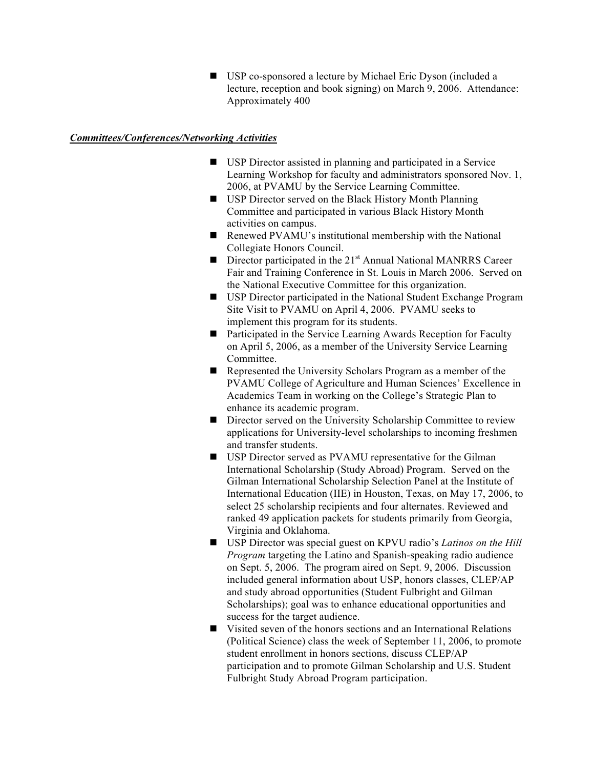- USP co-sponsored a lecture by Michael Eric Dyson (included a lecture, reception and book signing) on March 9, 2006. Attendance: Approximately 400

***Committees/Conferences/Networking Activities***

- USP Director assisted in planning and participated in a Service Learning Workshop for faculty and administrators sponsored Nov. 1, 2006, at PVAMU by the Service Learning Committee.
- USP Director served on the Black History Month Planning Committee and participated in various Black History Month activities on campus.
- Renewed PVAMU's institutional membership with the National Collegiate Honors Council.
- Director participated in the 21st Annual National MANRRS Career Fair and Training Conference in St. Louis in March 2006. Served on the National Executive Committee for this organization.
- USP Director participated in the National Student Exchange Program Site Visit to PVAMU on April 4, 2006. PVAMU seeks to implement this program for its students.
- Participated in the Service Learning Awards Reception for Faculty on April 5, 2006, as a member of the University Service Learning Committee.
- Represented the University Scholars Program as a member of the PVAMU College of Agriculture and Human Sciences' Excellence in Academics Team in working on the College's Strategic Plan to enhance its academic program.
- Director served on the University Scholarship Committee to review applications for University-level scholarships to incoming freshmen and transfer students.
- USP Director served as PVAMU representative for the Gilman International Scholarship (Study Abroad) Program. Served on the Gilman International Scholarship Selection Panel at the Institute of International Education (IIE) in Houston, Texas, on May 17, 2006, to select 25 scholarship recipients and four alternates. Reviewed and ranked 49 application packets for students primarily from Georgia, Virginia and Oklahoma.
- USP Director was special guest on KPVU radio's *Latinos on the Hill Program* targeting the Latino and Spanish-speaking radio audience on Sept. 5, 2006. The program aired on Sept. 9, 2006. Discussion included general information about USP, honors classes, CLEP/AP and study abroad opportunities (Student Fulbright and Gilman Scholarships); goal was to enhance educational opportunities and success for the target audience.
- Visited seven of the honors sections and an International Relations (Political Science) class the week of September 11, 2006, to promote student enrollment in honors sections, discuss CLEP/AP participation and to promote Gilman Scholarship and U.S. Student Fulbright Study Abroad Program participation.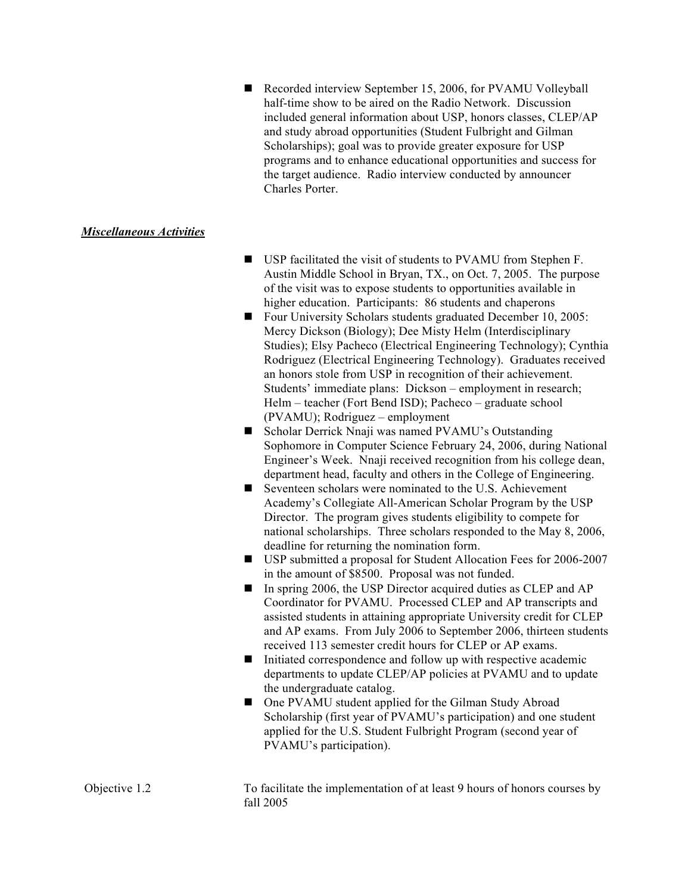- Recorded interview September 15, 2006, for PVAMU Volleyball half-time show to be aired on the Radio Network. Discussion included general information about USP, honors classes, CLEP/AP and study abroad opportunities (Student Fulbright and Gilman Scholarships); goal was to provide greater exposure for USP programs and to enhance educational opportunities and success for the target audience. Radio interview conducted by announcer Charles Porter.

***Miscellaneous Activities***

- USP facilitated the visit of students to PVAMU from Stephen F. Austin Middle School in Bryan, TX., on Oct. 7, 2005. The purpose of the visit was to expose students to opportunities available in higher education. Participants: 86 students and chaperons
- Four University Scholars students graduated December 10, 2005: Mercy Dickson (Biology); Dee Misty Helm (Interdisciplinary Studies); Elsy Pacheco (Electrical Engineering Technology); Cynthia Rodriguez (Electrical Engineering Technology). Graduates received an honors stole from USP in recognition of their achievement. Students' immediate plans: Dickson – employment in research; Helm – teacher (Fort Bend ISD); Pacheco – graduate school (PVAMU); Rodriguez – employment
- Scholar Derrick Nnaji was named PVAMU's Outstanding Sophomore in Computer Science February 24, 2006, during National Engineer's Week. Nnaji received recognition from his college dean, department head, faculty and others in the College of Engineering.
- Seventeen scholars were nominated to the U.S. Achievement Academy's Collegiate All-American Scholar Program by the USP Director. The program gives students eligibility to compete for national scholarships. Three scholars responded to the May 8, 2006, deadline for returning the nomination form.
- USP submitted a proposal for Student Allocation Fees for 2006-2007 in the amount of $8500. Proposal was not funded.
- In spring 2006, the USP Director acquired duties as CLEP and AP Coordinator for PVAMU. Processed CLEP and AP transcripts and assisted students in attaining appropriate University credit for CLEP and AP exams. From July 2006 to September 2006, thirteen students received 113 semester credit hours for CLEP or AP exams.
- Initiated correspondence and follow up with respective academic departments to update CLEP/AP policies at PVAMU and to update the undergraduate catalog.
- One PVAMU student applied for the Gilman Study Abroad Scholarship (first year of PVAMU's participation) and one student applied for the U.S. Student Fulbright Program (second year of PVAMU's participation).

Objective 1.2 — To facilitate the implementation of at least 9 hours of honors courses by fall 2005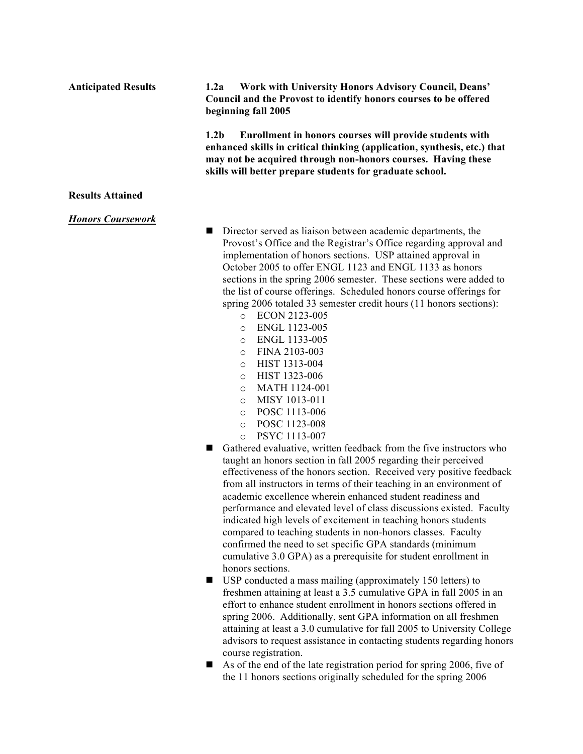**Anticipated Results**

**1.2a Work with University Honors Advisory Council, Deans' Council and the Provost to identify honors courses to be offered beginning fall 2005**

**1.2b Enrollment in honors courses will provide students with enhanced skills in critical thinking (application, synthesis, etc.) that may not be acquired through non-honors courses. Having these skills will better prepare students for graduate school.**

**Results Attained**

***Honors Coursework***

- Director served as liaison between academic departments, the Provost's Office and the Registrar's Office regarding approval and implementation of honors sections. USP attained approval in October 2005 to offer ENGL 1123 and ENGL 1133 as honors sections in the spring 2006 semester. These sections were added to the list of course offerings. Scheduled honors course offerings for spring 2006 totaled 33 semester credit hours (11 honors sections):
    - ECON 2123-005
    - ENGL 1123-005
    - ENGL 1133-005
    - FINA 2103-003
    - HIST 1313-004
    - HIST 1323-006
    - MATH 1124-001
    - MISY 1013-011
    - POSC 1113-006
    - POSC 1123-008
    - PSYC 1113-007
- Gathered evaluative, written feedback from the five instructors who taught an honors section in fall 2005 regarding their perceived effectiveness of the honors section. Received very positive feedback from all instructors in terms of their teaching in an environment of academic excellence wherein enhanced student readiness and performance and elevated level of class discussions existed. Faculty indicated high levels of excitement in teaching honors students compared to teaching students in non-honors classes. Faculty confirmed the need to set specific GPA standards (minimum cumulative 3.0 GPA) as a prerequisite for student enrollment in honors sections.
- USP conducted a mass mailing (approximately 150 letters) to freshmen attaining at least a 3.5 cumulative GPA in fall 2005 in an effort to enhance student enrollment in honors sections offered in spring 2006. Additionally, sent GPA information on all freshmen attaining at least a 3.0 cumulative for fall 2005 to University College advisors to request assistance in contacting students regarding honors course registration.
- As of the end of the late registration period for spring 2006, five of the 11 honors sections originally scheduled for the spring 2006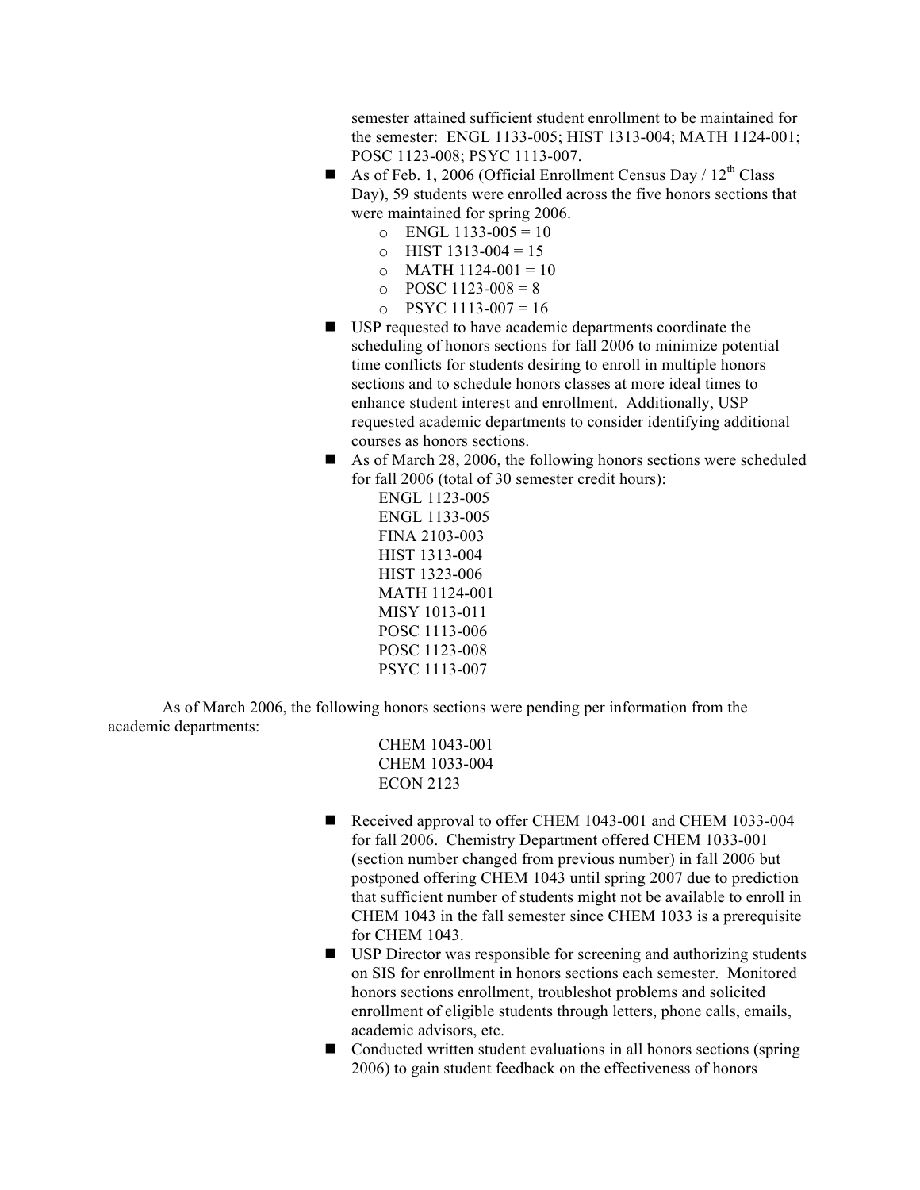semester attained sufficient student enrollment to be maintained for the semester: ENGL 1133-005; HIST 1313-004; MATH 1124-001; POSC 1123-008; PSYC 1113-007.

- As of Feb. 1, 2006 (Official Enrollment Census Day / 12th Class Day), 59 students were enrolled across the five honors sections that were maintained for spring 2006.
  - ENGL 1133-005 = 10
  - HIST 1313-004 = 15
  - MATH 1124-001 = 10
  - POSC 1123-008 = 8
  - PSYC 1113-007 = 16
- USP requested to have academic departments coordinate the scheduling of honors sections for fall 2006 to minimize potential time conflicts for students desiring to enroll in multiple honors sections and to schedule honors classes at more ideal times to enhance student interest and enrollment. Additionally, USP requested academic departments to consider identifying additional courses as honors sections.
- As of March 28, 2006, the following honors sections were scheduled for fall 2006 (total of 30 semester credit hours):

  ENGL 1123-005  
  ENGL 1133-005  
  FINA 2103-003  
  HIST 1313-004  
  HIST 1323-006  
  MATH 1124-001  
  MISY 1013-011  
  POSC 1113-006  
  POSC 1123-008  
  PSYC 1113-007

As of March 2006, the following honors sections were pending per information from the academic departments:

CHEM 1043-001  
CHEM 1033-004  
ECON 2123

- Received approval to offer CHEM 1043-001 and CHEM 1033-004 for fall 2006. Chemistry Department offered CHEM 1033-001 (section number changed from previous number) in fall 2006 but postponed offering CHEM 1043 until spring 2007 due to prediction that sufficient number of students might not be available to enroll in CHEM 1043 in the fall semester since CHEM 1033 is a prerequisite for CHEM 1043.
- USP Director was responsible for screening and authorizing students on SIS for enrollment in honors sections each semester. Monitored honors sections enrollment, troubleshot problems and solicited enrollment of eligible students through letters, phone calls, emails, academic advisors, etc.
- Conducted written student evaluations in all honors sections (spring 2006) to gain student feedback on the effectiveness of honors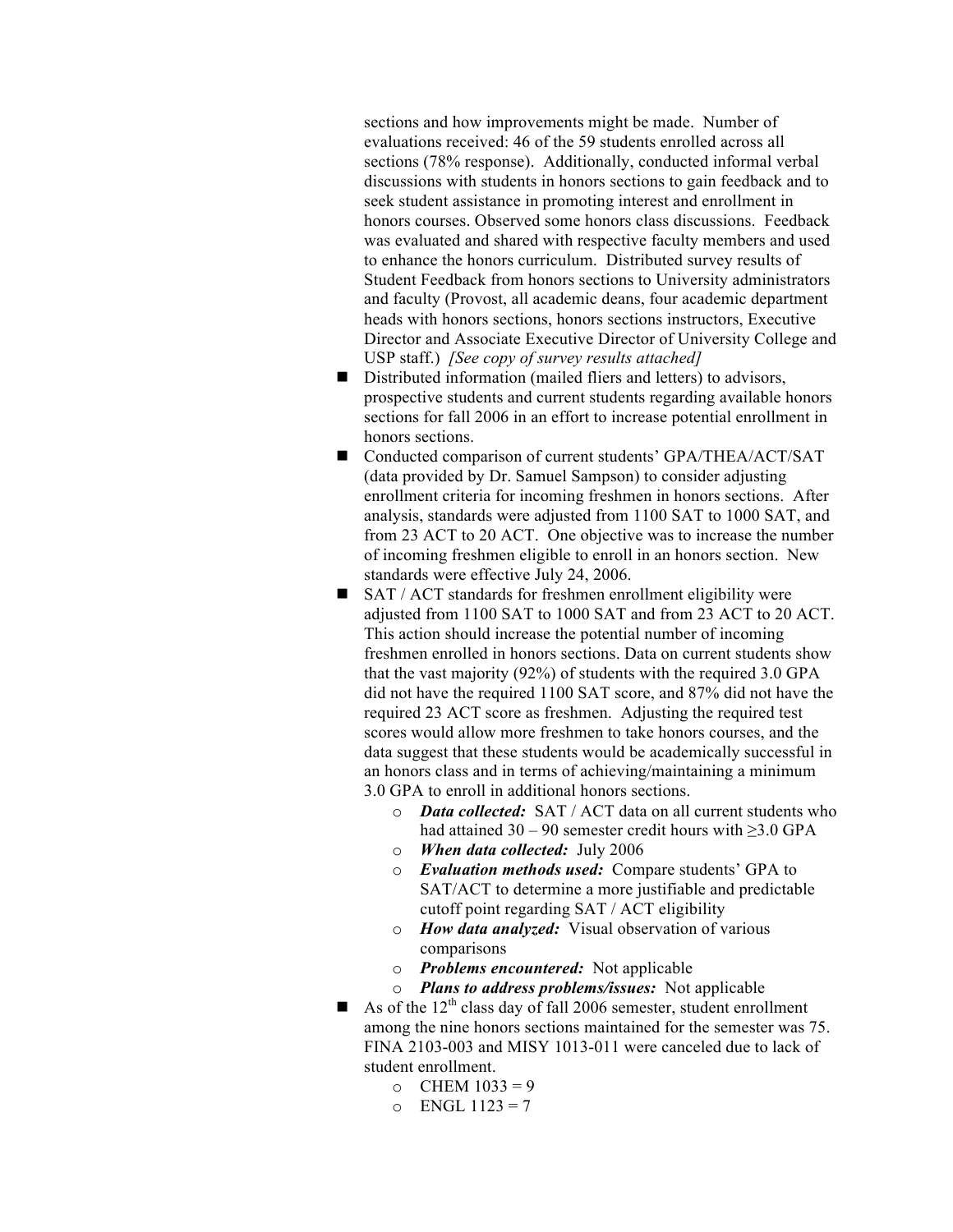sections and how improvements might be made. Number of evaluations received: 46 of the 59 students enrolled across all sections (78% response). Additionally, conducted informal verbal discussions with students in honors sections to gain feedback and to seek student assistance in promoting interest and enrollment in honors courses. Observed some honors class discussions. Feedback was evaluated and shared with respective faculty members and used to enhance the honors curriculum. Distributed survey results of Student Feedback from honors sections to University administrators and faculty (Provost, all academic deans, four academic department heads with honors sections, honors sections instructors, Executive Director and Associate Executive Director of University College and USP staff.) *[See copy of survey results attached]*

- Distributed information (mailed fliers and letters) to advisors, prospective students and current students regarding available honors sections for fall 2006 in an effort to increase potential enrollment in honors sections.
- Conducted comparison of current students' GPA/THEA/ACT/SAT (data provided by Dr. Samuel Sampson) to consider adjusting enrollment criteria for incoming freshmen in honors sections. After analysis, standards were adjusted from 1100 SAT to 1000 SAT, and from 23 ACT to 20 ACT. One objective was to increase the number of incoming freshmen eligible to enroll in an honors section. New standards were effective July 24, 2006.
- SAT / ACT standards for freshmen enrollment eligibility were adjusted from 1100 SAT to 1000 SAT and from 23 ACT to 20 ACT. This action should increase the potential number of incoming freshmen enrolled in honors sections. Data on current students show that the vast majority (92%) of students with the required 3.0 GPA did not have the required 1100 SAT score, and 87% did not have the required 23 ACT score as freshmen. Adjusting the required test scores would allow more freshmen to take honors courses, and the data suggest that these students would be academically successful in an honors class and in terms of achieving/maintaining a minimum 3.0 GPA to enroll in additional honors sections.
    - ***Data collected:*** SAT / ACT data on all current students who had attained 30 – 90 semester credit hours with ≥3.0 GPA
    - ***When data collected:*** July 2006
    - ***Evaluation methods used:*** Compare students' GPA to SAT/ACT to determine a more justifiable and predictable cutoff point regarding SAT / ACT eligibility
    - ***How data analyzed:*** Visual observation of various comparisons
    - ***Problems encountered:*** Not applicable
    - ***Plans to address problems/issues:*** Not applicable
- As of the 12th class day of fall 2006 semester, student enrollment among the nine honors sections maintained for the semester was 75. FINA 2103-003 and MISY 1013-011 were canceled due to lack of student enrollment.
    - CHEM 1033 = 9
    - ENGL 1123 = 7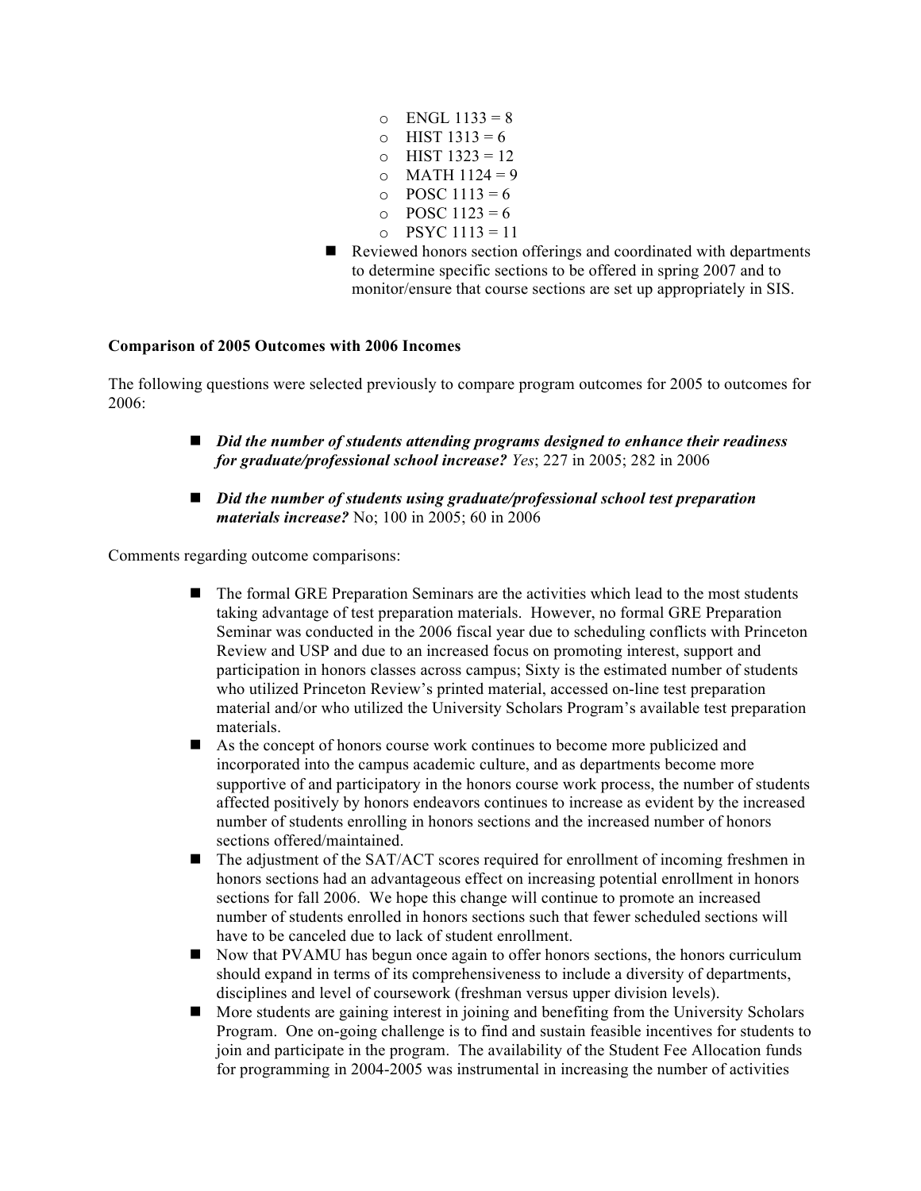- ENGL 1133 = 8
  - HIST 1313 = 6
  - HIST 1323 = 12
  - MATH 1124 = 9
  - POSC 1113 = 6
  - POSC 1123 = 6
  - PSYC 1113 = 11
- Reviewed honors section offerings and coordinated with departments to determine specific sections to be offered in spring 2007 and to monitor/ensure that course sections are set up appropriately in SIS.

**Comparison of 2005 Outcomes with 2006 Incomes**

The following questions were selected previously to compare program outcomes for 2005 to outcomes for 2006:

- ***Did the number of students attending programs designed to enhance their readiness for graduate/professional school increase?*** *Yes*; 227 in 2005; 282 in 2006
- ***Did the number of students using graduate/professional school test preparation materials increase?*** No; 100 in 2005; 60 in 2006

Comments regarding outcome comparisons:

- The formal GRE Preparation Seminars are the activities which lead to the most students taking advantage of test preparation materials. However, no formal GRE Preparation Seminar was conducted in the 2006 fiscal year due to scheduling conflicts with Princeton Review and USP and due to an increased focus on promoting interest, support and participation in honors classes across campus; Sixty is the estimated number of students who utilized Princeton Review's printed material, accessed on-line test preparation material and/or who utilized the University Scholars Program's available test preparation materials.
- As the concept of honors course work continues to become more publicized and incorporated into the campus academic culture, and as departments become more supportive of and participatory in the honors course work process, the number of students affected positively by honors endeavors continues to increase as evident by the increased number of students enrolling in honors sections and the increased number of honors sections offered/maintained.
- The adjustment of the SAT/ACT scores required for enrollment of incoming freshmen in honors sections had an advantageous effect on increasing potential enrollment in honors sections for fall 2006. We hope this change will continue to promote an increased number of students enrolled in honors sections such that fewer scheduled sections will have to be canceled due to lack of student enrollment.
- Now that PVAMU has begun once again to offer honors sections, the honors curriculum should expand in terms of its comprehensiveness to include a diversity of departments, disciplines and level of coursework (freshman versus upper division levels).
- More students are gaining interest in joining and benefiting from the University Scholars Program. One on-going challenge is to find and sustain feasible incentives for students to join and participate in the program. The availability of the Student Fee Allocation funds for programming in 2004-2005 was instrumental in increasing the number of activities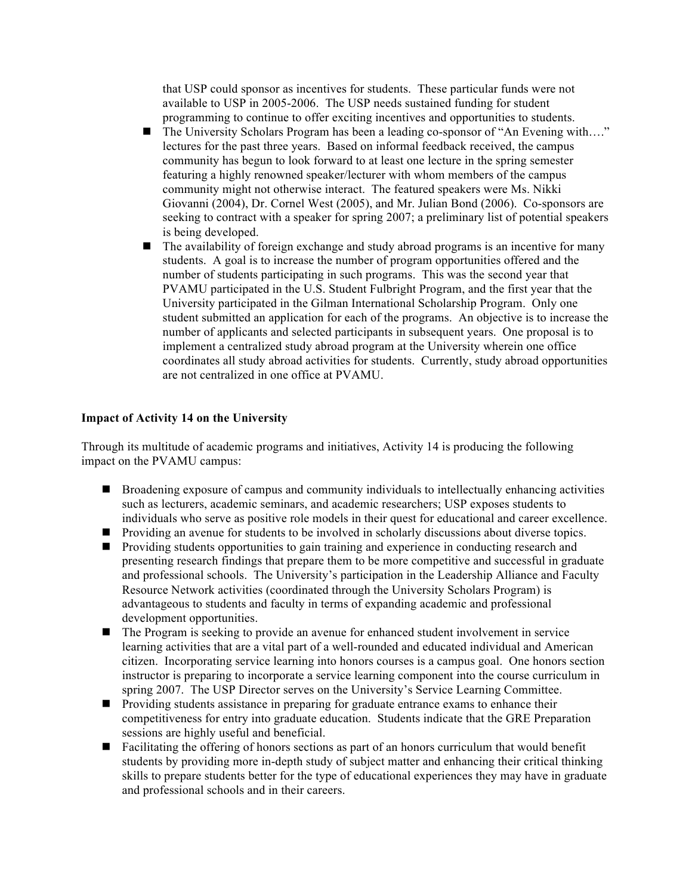that USP could sponsor as incentives for students. These particular funds were not available to USP in 2005-2006. The USP needs sustained funding for student programming to continue to offer exciting incentives and opportunities to students.

- The University Scholars Program has been a leading co-sponsor of "An Evening with…." lectures for the past three years. Based on informal feedback received, the campus community has begun to look forward to at least one lecture in the spring semester featuring a highly renowned speaker/lecturer with whom members of the campus community might not otherwise interact. The featured speakers were Ms. Nikki Giovanni (2004), Dr. Cornel West (2005), and Mr. Julian Bond (2006). Co-sponsors are seeking to contract with a speaker for spring 2007; a preliminary list of potential speakers is being developed.
- The availability of foreign exchange and study abroad programs is an incentive for many students. A goal is to increase the number of program opportunities offered and the number of students participating in such programs. This was the second year that PVAMU participated in the U.S. Student Fulbright Program, and the first year that the University participated in the Gilman International Scholarship Program. Only one student submitted an application for each of the programs. An objective is to increase the number of applicants and selected participants in subsequent years. One proposal is to implement a centralized study abroad program at the University wherein one office coordinates all study abroad activities for students. Currently, study abroad opportunities are not centralized in one office at PVAMU.

**Impact of Activity 14 on the University**

Through its multitude of academic programs and initiatives, Activity 14 is producing the following impact on the PVAMU campus:

- Broadening exposure of campus and community individuals to intellectually enhancing activities such as lecturers, academic seminars, and academic researchers; USP exposes students to individuals who serve as positive role models in their quest for educational and career excellence.
- Providing an avenue for students to be involved in scholarly discussions about diverse topics.
- Providing students opportunities to gain training and experience in conducting research and presenting research findings that prepare them to be more competitive and successful in graduate and professional schools. The University's participation in the Leadership Alliance and Faculty Resource Network activities (coordinated through the University Scholars Program) is advantageous to students and faculty in terms of expanding academic and professional development opportunities.
- The Program is seeking to provide an avenue for enhanced student involvement in service learning activities that are a vital part of a well-rounded and educated individual and American citizen. Incorporating service learning into honors courses is a campus goal. One honors section instructor is preparing to incorporate a service learning component into the course curriculum in spring 2007. The USP Director serves on the University's Service Learning Committee.
- Providing students assistance in preparing for graduate entrance exams to enhance their competitiveness for entry into graduate education. Students indicate that the GRE Preparation sessions are highly useful and beneficial.
- Facilitating the offering of honors sections as part of an honors curriculum that would benefit students by providing more in-depth study of subject matter and enhancing their critical thinking skills to prepare students better for the type of educational experiences they may have in graduate and professional schools and in their careers.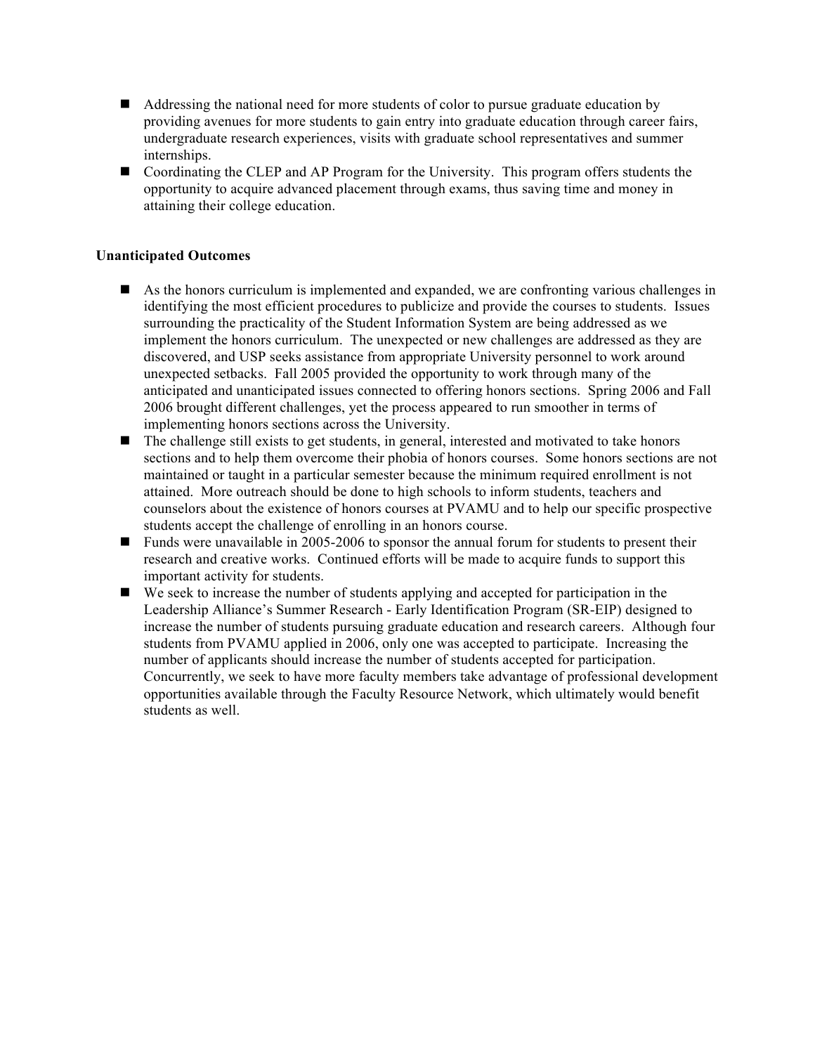- Addressing the national need for more students of color to pursue graduate education by providing avenues for more students to gain entry into graduate education through career fairs, undergraduate research experiences, visits with graduate school representatives and summer internships.
- Coordinating the CLEP and AP Program for the University. This program offers students the opportunity to acquire advanced placement through exams, thus saving time and money in attaining their college education.

**Unanticipated Outcomes**

- As the honors curriculum is implemented and expanded, we are confronting various challenges in identifying the most efficient procedures to publicize and provide the courses to students. Issues surrounding the practicality of the Student Information System are being addressed as we implement the honors curriculum. The unexpected or new challenges are addressed as they are discovered, and USP seeks assistance from appropriate University personnel to work around unexpected setbacks. Fall 2005 provided the opportunity to work through many of the anticipated and unanticipated issues connected to offering honors sections. Spring 2006 and Fall 2006 brought different challenges, yet the process appeared to run smoother in terms of implementing honors sections across the University.
- The challenge still exists to get students, in general, interested and motivated to take honors sections and to help them overcome their phobia of honors courses. Some honors sections are not maintained or taught in a particular semester because the minimum required enrollment is not attained. More outreach should be done to high schools to inform students, teachers and counselors about the existence of honors courses at PVAMU and to help our specific prospective students accept the challenge of enrolling in an honors course.
- Funds were unavailable in 2005-2006 to sponsor the annual forum for students to present their research and creative works. Continued efforts will be made to acquire funds to support this important activity for students.
- We seek to increase the number of students applying and accepted for participation in the Leadership Alliance's Summer Research - Early Identification Program (SR-EIP) designed to increase the number of students pursuing graduate education and research careers. Although four students from PVAMU applied in 2006, only one was accepted to participate. Increasing the number of applicants should increase the number of students accepted for participation. Concurrently, we seek to have more faculty members take advantage of professional development opportunities available through the Faculty Resource Network, which ultimately would benefit students as well.